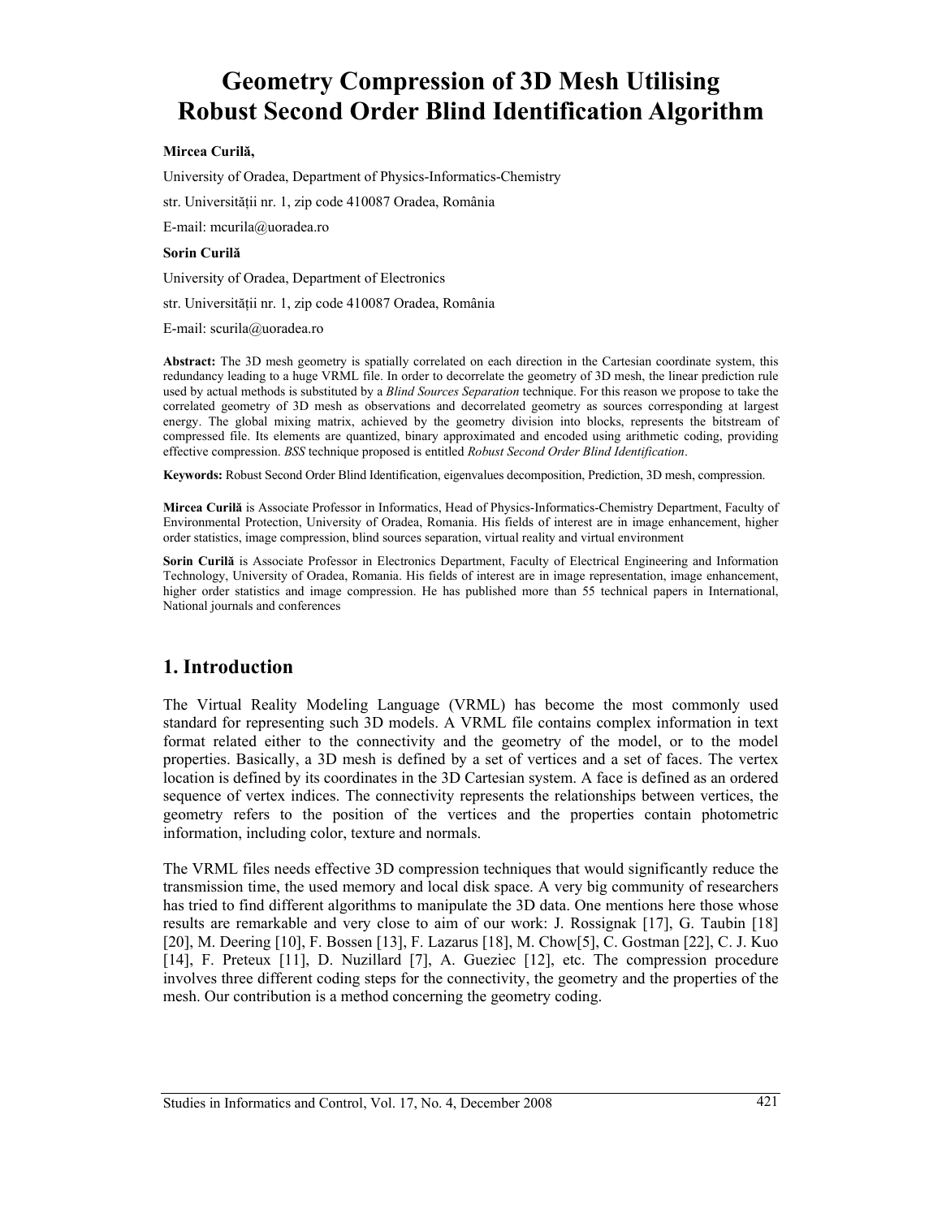# Geometry Compression of 3D Mesh Utilising Robust Second Order Blind Identification Algorithm

**Mircea Curilă,**

University of Oradea, Department of Physics-Informatics-Chemistry

str. Universității nr. 1, zip code 410087 Oradea, România

E-mail: mcurila@uoradea.ro

**Sorin Curilă**

University of Oradea, Department of Electronics

str. Universității nr. 1, zip code 410087 Oradea, România

E-mail: scurila@uoradea.ro

**Abstract:** The 3D mesh geometry is spatially correlated on each direction in the Cartesian coordinate system, this redundancy leading to a huge VRML file. In order to decorrelate the geometry of 3D mesh, the linear prediction rule used by actual methods is substituted by a *Blind Sources Separation* technique. For this reason we propose to take the correlated geometry of 3D mesh as observations and decorrelated geometry as sources corresponding at largest energy. The global mixing matrix, achieved by the geometry division into blocks, represents the bitstream of compressed file. Its elements are quantized, binary approximated and encoded using arithmetic coding, providing effective compression. *BSS* technique proposed is entitled *Robust Second Order Blind Identification*.

**Keywords:** Robust Second Order Blind Identification, eigenvalues decomposition, Prediction, 3D mesh, compression.

**Mircea Curilă** is Associate Professor in Informatics, Head of Physics-Informatics-Chemistry Department, Faculty of Environmental Protection, University of Oradea, Romania. His fields of interest are in image enhancement, higher order statistics, image compression, blind sources separation, virtual reality and virtual environment

**Sorin Curilă** is Associate Professor in Electronics Department, Faculty of Electrical Engineering and Information Technology, University of Oradea, Romania. His fields of interest are in image representation, image enhancement, higher order statistics and image compression. He has published more than 55 technical papers in International, National journals and conferences

## 1. Introduction

The Virtual Reality Modeling Language (VRML) has become the most commonly used standard for representing such 3D models. A VRML file contains complex information in text format related either to the connectivity and the geometry of the model, or to the model properties. Basically, a 3D mesh is defined by a set of vertices and a set of faces. The vertex location is defined by its coordinates in the 3D Cartesian system. A face is defined as an ordered sequence of vertex indices. The connectivity represents the relationships between vertices, the geometry refers to the position of the vertices and the properties contain photometric information, including color, texture and normals.

The VRML files needs effective 3D compression techniques that would significantly reduce the transmission time, the used memory and local disk space. A very big community of researchers has tried to find different algorithms to manipulate the 3D data. One mentions here those whose results are remarkable and very close to aim of our work: J. Rossignak [17], G. Taubin [18] [20], M. Deering [10], F. Bossen [13], F. Lazarus [18], M. Chow[5], C. Gostman [22], C. J. Kuo [14], F. Preteux [11], D. Nuzillard [7], A. Gueziec [12], etc. The compression procedure involves three different coding steps for the connectivity, the geometry and the properties of the mesh. Our contribution is a method concerning the geometry coding.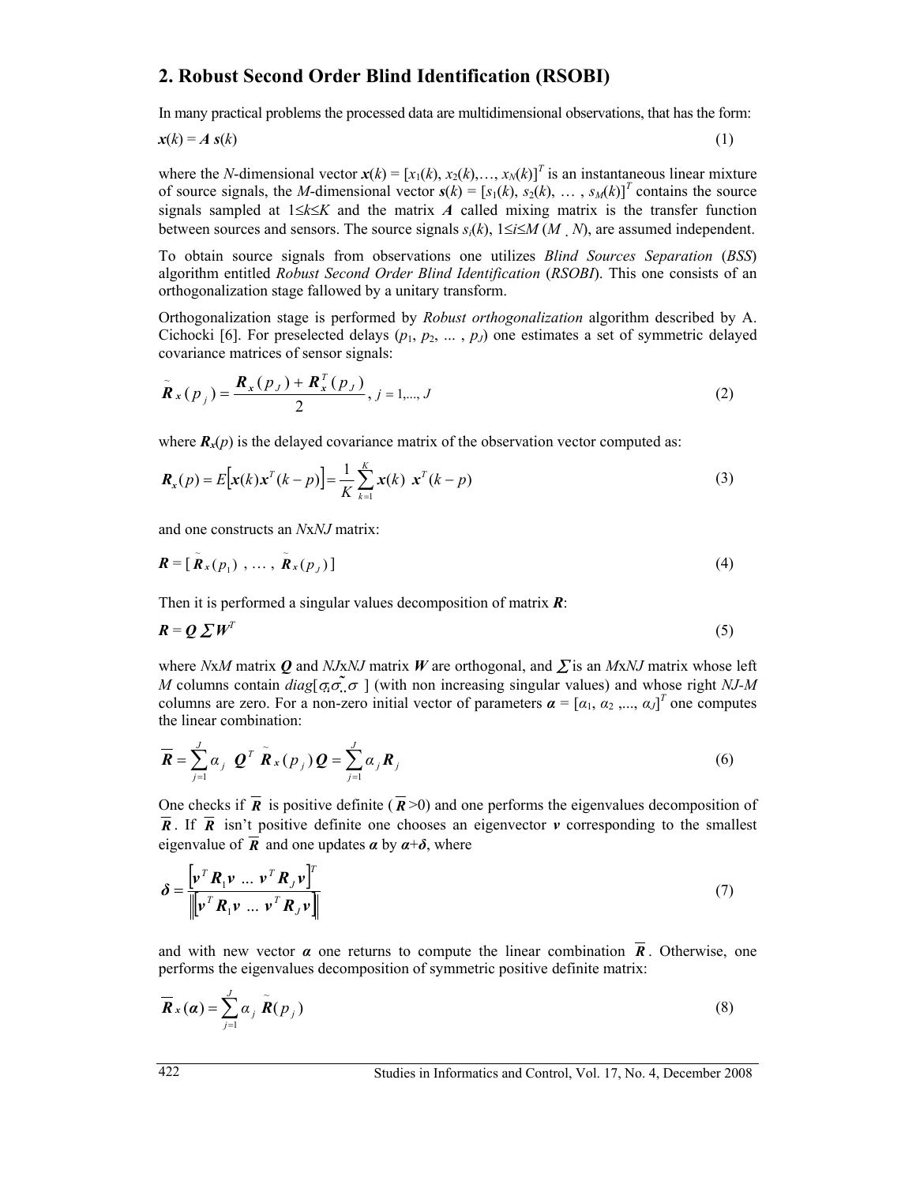## 2. Robust Second Order Blind Identification (RSOBI)

In many practical problems the processed data are multidimensional observations, that has the form:

$$\boldsymbol{x}(k) = \boldsymbol{A}\, \boldsymbol{s}(k) \tag{1}$$

where the *N*-dimensional vector $\boldsymbol{x}(k) = [x_1(k), x_2(k),\ldots, x_N(k)]^T$ is an instantaneous linear mixture of source signals, the *M*-dimensional vector $\boldsymbol{s}(k) = [s_1(k), s_2(k), \ldots, s_M(k)]^T$ contains the source signals sampled at $1\leq k\leq K$ and the matrix $\boldsymbol{A}$ called mixing matrix is the transfer function between sources and sensors. The source signals $s_i(k)$, $1\leq i\leq M$ ($M \leq N$), are assumed independent.

To obtain source signals from observations one utilizes *Blind Sources Separation* (*BSS*) algorithm entitled *Robust Second Order Blind Identification* (*RSOBI*). This one consists of an orthogonalization stage fallowed by a unitary transform.

Orthogonalization stage is performed by *Robust orthogonalization* algorithm described by A. Cichocki [6]. For preselected delays ($p_1, p_2, \ldots, p_J$) one estimates a set of symmetric delayed covariance matrices of sensor signals:

$$\tilde{\boldsymbol{R}}_x(p_j) = \frac{\boldsymbol{R}_x(p_J) + \boldsymbol{R}_x^T(p_J)}{2},\ j = 1,\ldots, J \tag{2}$$

where $\boldsymbol{R}_x(p)$ is the delayed covariance matrix of the observation vector computed as:

$$\boldsymbol{R}_x(p) = E\left[\boldsymbol{x}(k)\boldsymbol{x}^T(k-p)\right] = \frac{1}{K}\sum_{k=1}^{K}\boldsymbol{x}(k)\ \boldsymbol{x}^T(k-p) \tag{3}$$

and one constructs an *N*x*NJ* matrix:

$$\boldsymbol{R} = [\ \tilde{\boldsymbol{R}}_x(p_1)\ ,\ \ldots\ ,\ \tilde{\boldsymbol{R}}_x(p_J)\ ] \tag{4}$$

Then it is performed a singular values decomposition of matrix $\boldsymbol{R}$:

$$\boldsymbol{R} = \boldsymbol{Q}\,\boldsymbol{\Sigma}\,\boldsymbol{W}^T \tag{5}$$

where *N*x*M* matrix $\boldsymbol{Q}$ and *NJ*x*NJ* matrix $\boldsymbol{W}$ are orthogonal, and $\boldsymbol{\Sigma}$ is an *M*x*NJ* matrix whose left *M* columns contain $diag[\sigma_1\sigma_2\ldots\sigma_M]$ (with non increasing singular values) and whose right *NJ-M* columns are zero. For a non-zero initial vector of parameters $\boldsymbol{\alpha} = [\alpha_1, \alpha_2, \ldots, \alpha_J]^T$ one computes the linear combination:

$$\overline{\boldsymbol{R}} = \sum_{j=1}^{J}\alpha_j\ \boldsymbol{Q}^T\ \tilde{\boldsymbol{R}}_x(p_j)\,\boldsymbol{Q} = \sum_{j=1}^{J}\alpha_j\,\boldsymbol{R}_j \tag{6}$$

One checks if $\overline{\boldsymbol{R}}$ is positive definite ($\overline{\boldsymbol{R}}>0$) and one performs the eigenvalues decomposition of $\overline{\boldsymbol{R}}$. If $\overline{\boldsymbol{R}}$ isn't positive definite one chooses an eigenvector $\boldsymbol{v}$ corresponding to the smallest eigenvalue of $\overline{\boldsymbol{R}}$ and one updates $\boldsymbol{\alpha}$ by $\boldsymbol{\alpha}+\boldsymbol{\delta}$, where

$$\boldsymbol{\delta} = \frac{\left[\boldsymbol{v}^T\boldsymbol{R}_1\boldsymbol{v}\ \ldots\ \boldsymbol{v}^T\boldsymbol{R}_J\boldsymbol{v}\right]^T}{\left\|\left[\boldsymbol{v}^T\boldsymbol{R}_1\boldsymbol{v}\ \ldots\ \boldsymbol{v}^T\boldsymbol{R}_J\boldsymbol{v}\right]\right\|} \tag{7}$$

and with new vector $\boldsymbol{\alpha}$ one returns to compute the linear combination $\overline{\boldsymbol{R}}$. Otherwise, one performs the eigenvalues decomposition of symmetric positive definite matrix:

$$\overline{\boldsymbol{R}}_x(\boldsymbol{\alpha}) = \sum_{j=1}^{J}\alpha_j\ \tilde{\boldsymbol{R}}(p_j) \tag{8}$$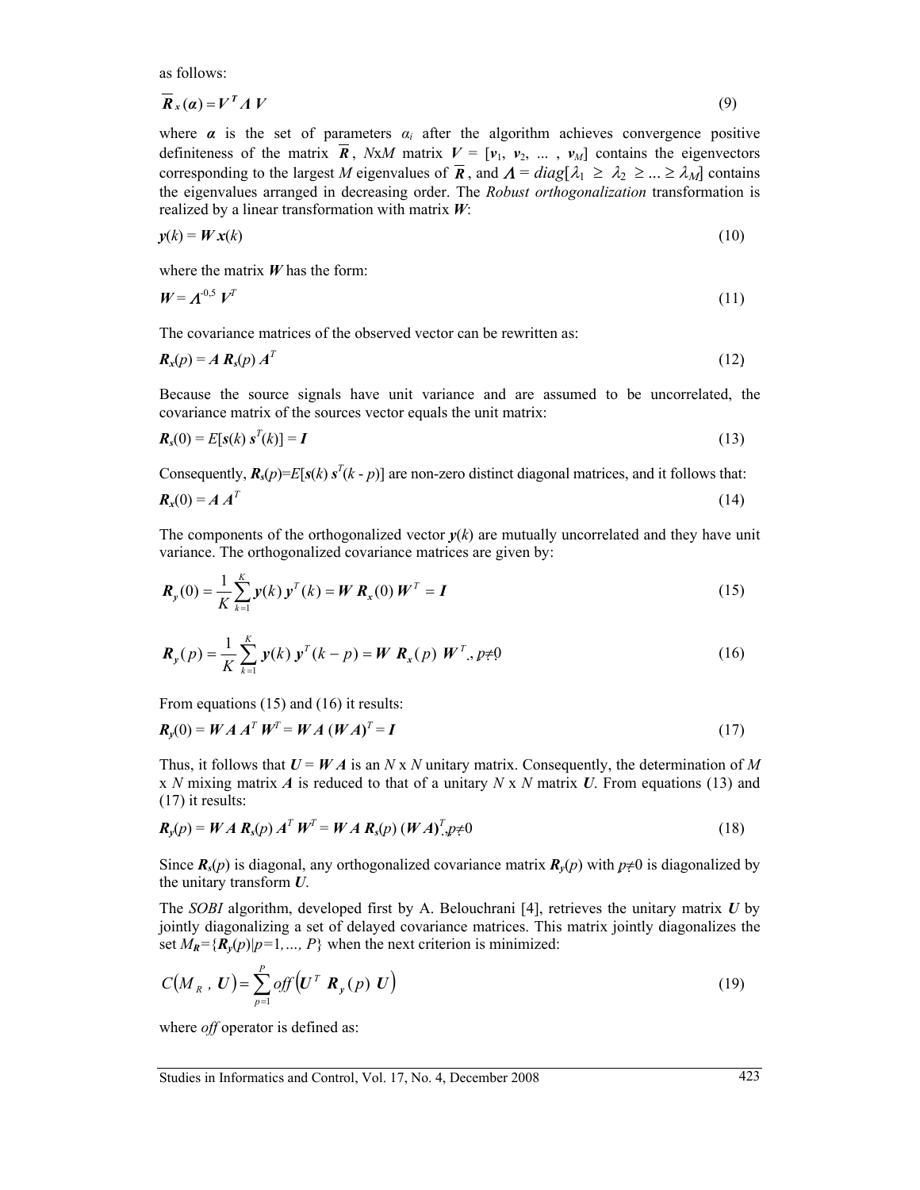as follows:

$$\overline{\boldsymbol{R}}_x(\boldsymbol{\alpha}) = \boldsymbol{V}^T \boldsymbol{\Lambda} \boldsymbol{V} \tag{9}$$

where $\boldsymbol{\alpha}$ is the set of parameters $\alpha_i$ after the algorithm achieves convergence positive definiteness of the matrix $\overline{\boldsymbol{R}}$, $N$x$M$ matrix $\boldsymbol{V} = [\boldsymbol{v}_1, \boldsymbol{v}_2, \ldots, \boldsymbol{v}_M]$ contains the eigenvectors corresponding to the largest $M$ eigenvalues of $\overline{\boldsymbol{R}}$, and $\boldsymbol{\Lambda} = diag[\lambda_1 \geq \lambda_2 \geq \ldots \geq \lambda_M]$ contains the eigenvalues arranged in decreasing order. The *Robust orthogonalization* transformation is realized by a linear transformation with matrix $\boldsymbol{W}$:

$$\boldsymbol{y}(k) = \boldsymbol{W}\,\boldsymbol{x}(k) \tag{10}$$

where the matrix $\boldsymbol{W}$ has the form:

$$\boldsymbol{W} = \boldsymbol{\Lambda}^{-0,5}\,\boldsymbol{V}^T \tag{11}$$

The covariance matrices of the observed vector can be rewritten as:

$$\boldsymbol{R}_x(p) = \boldsymbol{A}\,\boldsymbol{R}_s(p)\,\boldsymbol{A}^T \tag{12}$$

Because the source signals have unit variance and are assumed to be uncorrelated, the covariance matrix of the sources vector equals the unit matrix:

$$\boldsymbol{R}_s(0) = E[\boldsymbol{s}(k)\,\boldsymbol{s}^T(k)] = \boldsymbol{I} \tag{13}$$

Consequently, $\boldsymbol{R}_s(p)=E[\boldsymbol{s}(k)\,\boldsymbol{s}^T(k - p)]$ are non-zero distinct diagonal matrices, and it follows that:

$$\boldsymbol{R}_x(0) = \boldsymbol{A}\,\boldsymbol{A}^T \tag{14}$$

The components of the orthogonalized vector $\boldsymbol{y}(k)$ are mutually uncorrelated and they have unit variance. The orthogonalized covariance matrices are given by:

$$\boldsymbol{R}_y(0) = \frac{1}{K}\sum_{k=1}^{K} \boldsymbol{y}(k)\,\boldsymbol{y}^T(k) = \boldsymbol{W}\,\boldsymbol{R}_x(0)\,\boldsymbol{W}^T = \boldsymbol{I} \tag{15}$$

$$\boldsymbol{R}_y(p) = \frac{1}{K}\sum_{k=1}^{K} \boldsymbol{y}(k)\,\boldsymbol{y}^T(k-p) = \boldsymbol{W}\,\boldsymbol{R}_x(p)\,\boldsymbol{W}^T,\; p\neq 0 \tag{16}$$

From equations (15) and (16) it results:

$$\boldsymbol{R}_y(0) = \boldsymbol{W}\,\boldsymbol{A}\,\boldsymbol{A}^T\,\boldsymbol{W}^T = \boldsymbol{W}\,\boldsymbol{A}\,(\boldsymbol{W}\,\boldsymbol{A})^T = \boldsymbol{I} \tag{17}$$

Thus, it follows that $\boldsymbol{U} = \boldsymbol{W}\,\boldsymbol{A}$ is an $N$ x $N$ unitary matrix. Consequently, the determination of $M$ x $N$ mixing matrix $\boldsymbol{A}$ is reduced to that of a unitary $N$ x $N$ matrix $\boldsymbol{U}$. From equations (13) and (17) it results:

$$\boldsymbol{R}_y(p) = \boldsymbol{W}\,\boldsymbol{A}\,\boldsymbol{R}_s(p)\,\boldsymbol{A}^T\,\boldsymbol{W}^T = \boldsymbol{W}\,\boldsymbol{A}\,\boldsymbol{R}_s(p)\,(\boldsymbol{W}\,\boldsymbol{A})^T,\; p\neq 0 \tag{18}$$

Since $\boldsymbol{R}_s(p)$ is diagonal, any orthogonalized covariance matrix $\boldsymbol{R}_y(p)$ with $p\neq 0$ is diagonalized by the unitary transform $\boldsymbol{U}$.

The *SOBI* algorithm, developed first by A. Belouchrani [4], retrieves the unitary matrix $\boldsymbol{U}$ by jointly diagonalizing a set of delayed covariance matrices. This matrix jointly diagonalizes the set $M_{\boldsymbol{R}}=\{\boldsymbol{R}_y(p)|p=1,\ldots, P\}$ when the next criterion is minimized:

$$C(M_R\,,\,\boldsymbol{U}) = \sum_{p=1}^{P} off\left(\boldsymbol{U}^T\,\boldsymbol{R}_y(p)\,\boldsymbol{U}\right) \tag{19}$$

where *off* operator is defined as: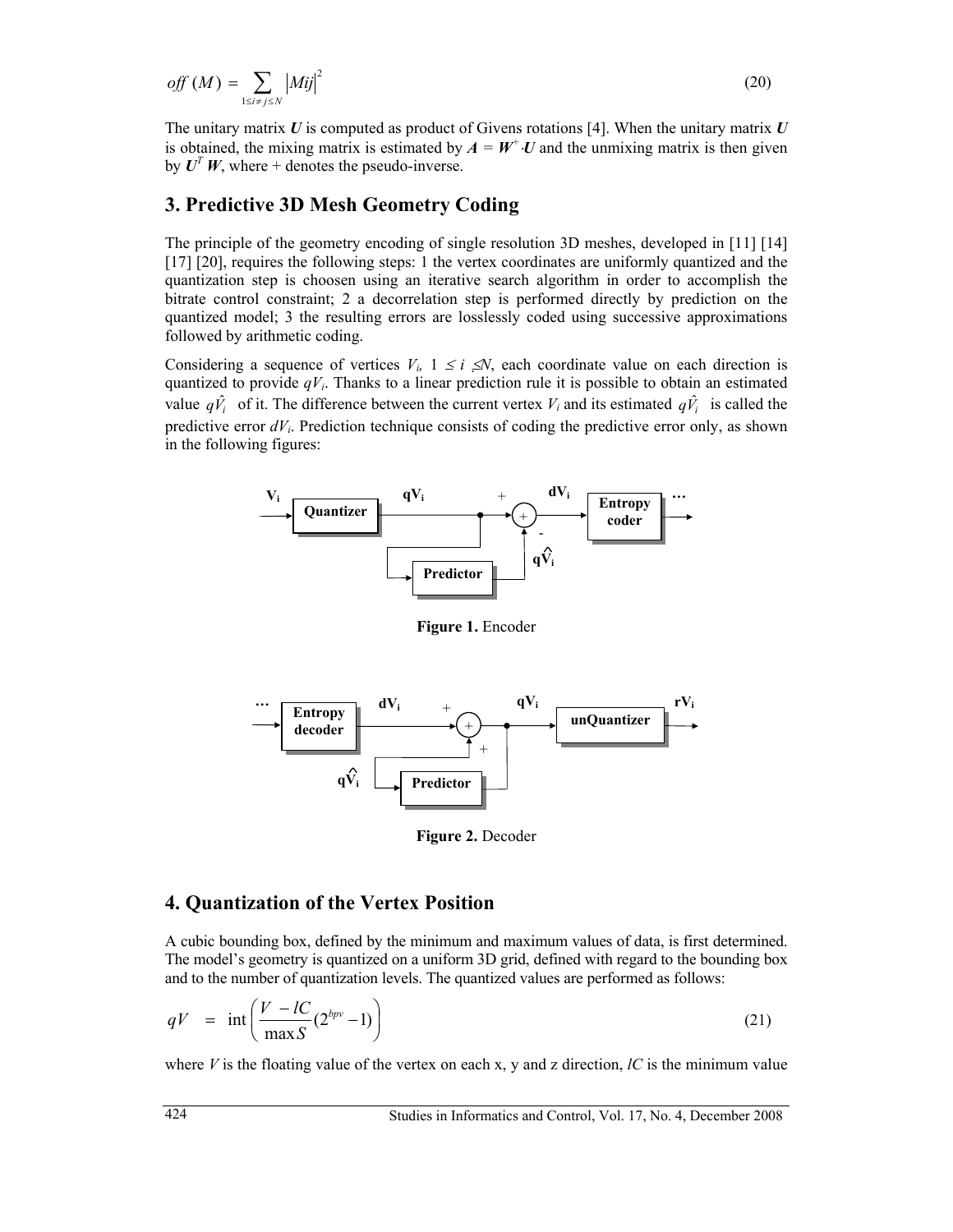$$off\ (M) = \sum_{1 \le i \ne j \le N} |Mij|^2 \tag{20}$$

The unitary matrix $\boldsymbol{U}$ is computed as product of Givens rotations [4]. When the unitary matrix $\boldsymbol{U}$ is obtained, the mixing matrix is estimated by $\boldsymbol{A} = \boldsymbol{W}^{+} \cdot \boldsymbol{U}$ and the unmixing matrix is then given by $\boldsymbol{U}^T \boldsymbol{W}$, where + denotes the pseudo-inverse.

## 3. Predictive 3D Mesh Geometry Coding

The principle of the geometry encoding of single resolution 3D meshes, developed in [11] [14] [17] [20], requires the following steps: 1 the vertex coordinates are uniformly quantized and the quantization step is choosen using an iterative search algorithm in order to accomplish the bitrate control constraint; 2 a decorrelation step is performed directly by prediction on the quantized model; 3 the resulting errors are losslessly coded using successive approximations followed by arithmetic coding.

Considering a sequence of vertices $V_i$, $1 \le i \le N$, each coordinate value on each direction is quantized to provide $qV_i$. Thanks to a linear prediction rule it is possible to obtain an estimated value $q\hat{V}_i$ of it. The difference between the current vertex $V_i$ and its estimated $q\hat{V}_i$ is called the predictive error $dV_i$. Prediction technique consists of coding the predictive error only, as shown in the following figures:

**Figure 1.** Encoder

**Figure 2.** Decoder

## 4. Quantization of the Vertex Position

A cubic bounding box, defined by the minimum and maximum values of data, is first determined. The model's geometry is quantized on a uniform 3D grid, defined with regard to the bounding box and to the number of quantization levels. The quantized values are performed as follows:

$$qV = \text{int}\left(\frac{V - lC}{\max S}(2^{bpv} - 1)\right) \tag{21}$$

where $V$ is the floating value of the vertex on each x, y and z direction, $lC$ is the minimum value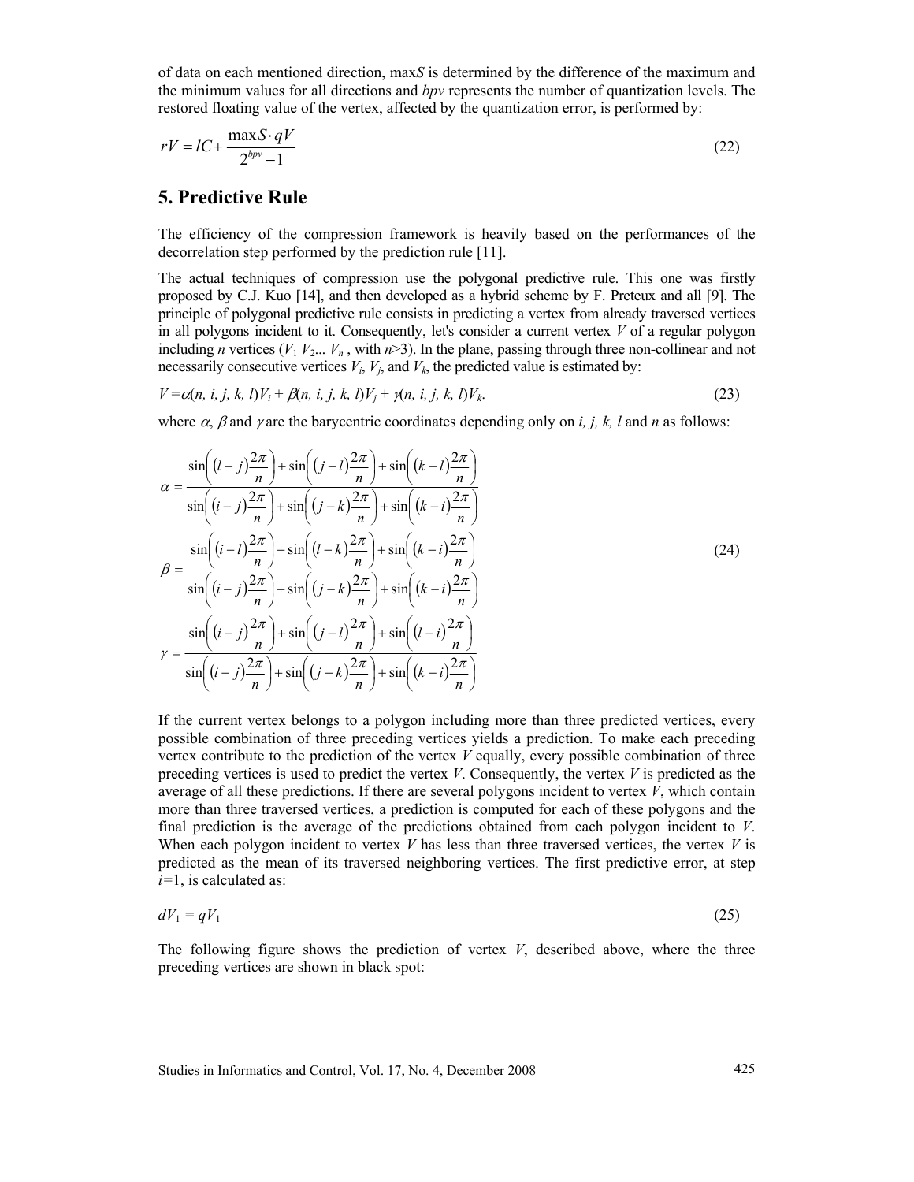of data on each mentioned direction, max*S* is determined by the difference of the maximum and the minimum values for all directions and *bpv* represents the number of quantization levels. The restored floating value of the vertex, affected by the quantization error, is performed by:

$$rV = lC + \frac{\max S \cdot qV}{2^{bpv} - 1} \tag{22}$$

## 5. Predictive Rule

The efficiency of the compression framework is heavily based on the performances of the decorrelation step performed by the prediction rule [11].

The actual techniques of compression use the polygonal predictive rule. This one was firstly proposed by C.J. Kuo [14], and then developed as a hybrid scheme by F. Preteux and all [9]. The principle of polygonal predictive rule consists in predicting a vertex from already traversed vertices in all polygons incident to it. Consequently, let's consider a current vertex $V$ of a regular polygon including $n$ vertices ($V_1$ $V_2$... $V_n$ , with $n$>3). In the plane, passing through three non-collinear and not necessarily consecutive vertices $V_i$, $V_j$, and $V_k$, the predicted value is estimated by:

$$V = \alpha(n, i, j, k, l)V_i + \beta(n, i, j, k, l)V_j + \gamma(n, i, j, k, l)V_k. \tag{23}$$

where $\alpha$, $\beta$ and $\gamma$ are the barycentric coordinates depending only on $i$, $j$, $k$, $l$ and $n$ as follows:

$$\begin{aligned}
\alpha &= \frac{\sin\left((l-j)\frac{2\pi}{n}\right) + \sin\left((j-l)\frac{2\pi}{n}\right) + \sin\left((k-l)\frac{2\pi}{n}\right)}{\sin\left((i-j)\frac{2\pi}{n}\right) + \sin\left((j-k)\frac{2\pi}{n}\right) + \sin\left((k-i)\frac{2\pi}{n}\right)} \\
\beta &= \frac{\sin\left((i-l)\frac{2\pi}{n}\right) + \sin\left((l-k)\frac{2\pi}{n}\right) + \sin\left((k-i)\frac{2\pi}{n}\right)}{\sin\left((i-j)\frac{2\pi}{n}\right) + \sin\left((j-k)\frac{2\pi}{n}\right) + \sin\left((k-i)\frac{2\pi}{n}\right)} \\
\gamma &= \frac{\sin\left((i-j)\frac{2\pi}{n}\right) + \sin\left((j-l)\frac{2\pi}{n}\right) + \sin\left((l-i)\frac{2\pi}{n}\right)}{\sin\left((i-j)\frac{2\pi}{n}\right) + \sin\left((j-k)\frac{2\pi}{n}\right) + \sin\left((k-i)\frac{2\pi}{n}\right)}
\end{aligned} \tag{24}$$

If the current vertex belongs to a polygon including more than three predicted vertices, every possible combination of three preceding vertices yields a prediction. To make each preceding vertex contribute to the prediction of the vertex $V$ equally, every possible combination of three preceding vertices is used to predict the vertex $V$. Consequently, the vertex $V$ is predicted as the average of all these predictions. If there are several polygons incident to vertex $V$, which contain more than three traversed vertices, a prediction is computed for each of these polygons and the final prediction is the average of the predictions obtained from each polygon incident to $V$. When each polygon incident to vertex $V$ has less than three traversed vertices, the vertex $V$ is predicted as the mean of its traversed neighboring vertices. The first predictive error, at step $i$=1, is calculated as:

$$dV_1 = qV_1 \tag{25}$$

The following figure shows the prediction of vertex $V$, described above, where the three preceding vertices are shown in black spot: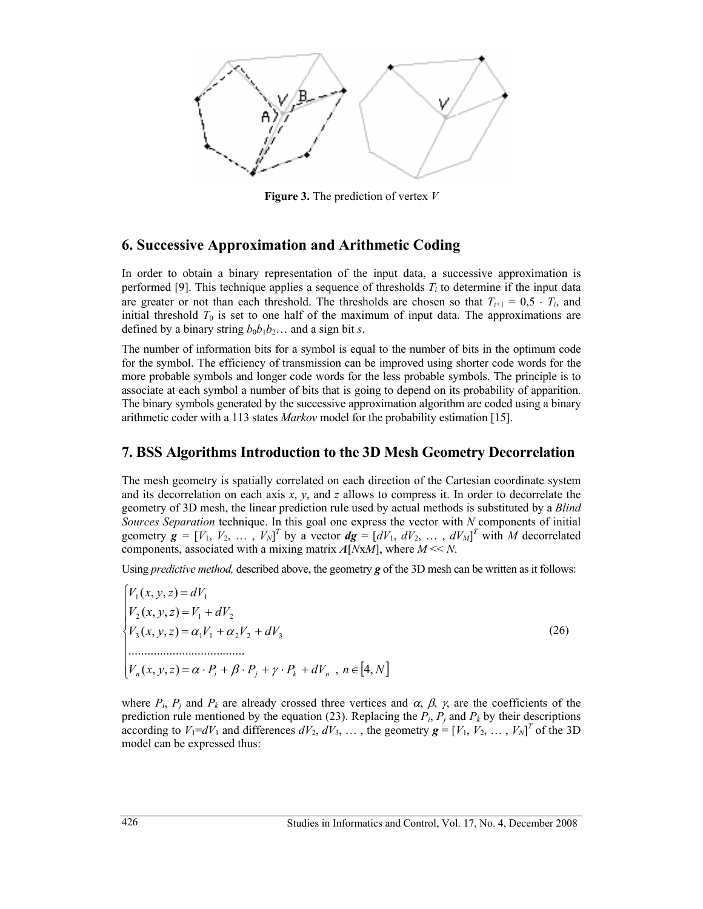Figure 3. The prediction of vertex $V$

## 6. Successive Approximation and Arithmetic Coding

In order to obtain a binary representation of the input data, a successive approximation is performed [9]. This technique applies a sequence of thresholds $T_i$ to determine if the input data are greater or not than each threshold. The thresholds are chosen so that $T_{i+1} = 0{,}5 \cdot T_i$, and initial threshold $T_0$ is set to one half of the maximum of input data. The approximations are defined by a binary string $b_0b_1b_2\ldots$ and a sign bit $s$.

The number of information bits for a symbol is equal to the number of bits in the optimum code for the symbol. The efficiency of transmission can be improved using shorter code words for the more probable symbols and longer code words for the less probable symbols. The principle is to associate at each symbol a number of bits that is going to depend on its probability of apparition. The binary symbols generated by the successive approximation algorithm are coded using a binary arithmetic coder with a 113 states *Markov* model for the probability estimation [15].

## 7. BSS Algorithms Introduction to the 3D Mesh Geometry Decorrelation

The mesh geometry is spatially correlated on each direction of the Cartesian coordinate system and its decorrelation on each axis $x$, $y$, and $z$ allows to compress it. In order to decorrelate the geometry of 3D mesh, the linear prediction rule used by actual methods is substituted by a *Blind Sources Separation* technique. In this goal one express the vector with $N$ components of initial geometry $\boldsymbol{g} = [V_1, V_2, \ldots, V_N]^T$ by a vector $\boldsymbol{dg} = [dV_1, dV_2, \ldots, dV_M]^T$ with $M$ decorrelated components, associated with a mixing matrix $\boldsymbol{A}[N\text{x}M]$, where $M << N$.

Using *predictive method,* described above, the geometry $\boldsymbol{g}$ of the 3D mesh can be written as it follows:

$$\begin{cases} V_1(x,y,z) = dV_1 \\ V_2(x,y,z) = V_1 + dV_2 \\ V_3(x,y,z) = \alpha_1 V_1 + \alpha_2 V_2 + dV_3 \\ \ldots\ldots\ldots\ldots\ldots\ldots\ldots\ldots\ldots\ldots \\ V_n(x,y,z) = \alpha \cdot P_i + \beta \cdot P_j + \gamma \cdot P_k + dV_n \;,\; n \in [4, N] \end{cases} \tag{26}$$

where $P_i$, $P_j$ and $P_k$ are already crossed three vertices and $\alpha$, $\beta$, $\gamma$, are the coefficients of the prediction rule mentioned by the equation (23). Replacing the $P_i$, $P_j$ and $P_k$ by their descriptions according to $V_1$=$dV_1$ and differences $dV_2$, $dV_3$, … , the geometry $\boldsymbol{g} = [V_1, V_2, \ldots, V_N]^T$ of the 3D model can be expressed thus: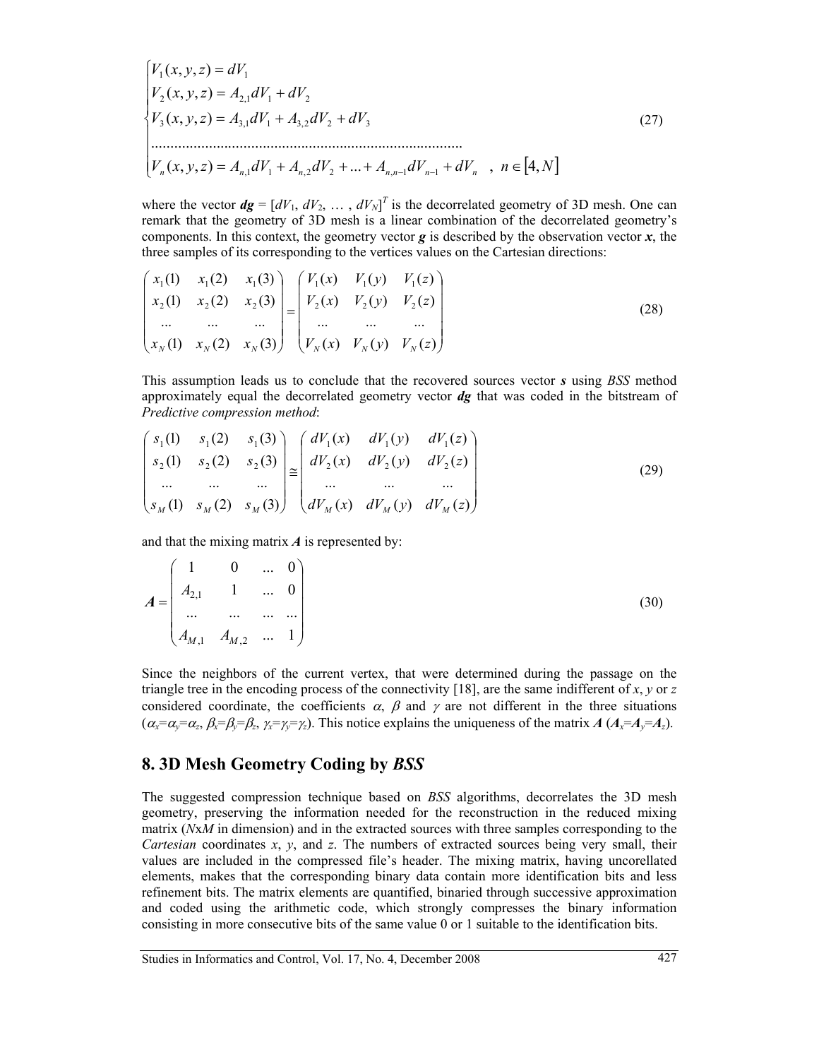$$
\begin{cases}
V_1(x,y,z) = dV_1 \\
V_2(x,y,z) = A_{2,1}dV_1 + dV_2 \\
V_3(x,y,z) = A_{3,1}dV_1 + A_{3,2}dV_2 + dV_3 \\
\text{.................................................................................} \\
V_n(x,y,z) = A_{n,1}dV_1 + A_{n,2}dV_2 + ... + A_{n,n-1}dV_{n-1} + dV_n \quad , \ n \in [4, N]
\end{cases}
\tag{27}
$$

where the vector $\boldsymbol{dg} = [dV_1, dV_2, \ldots, dV_N]^T$ is the decorrelated geometry of 3D mesh. One can remark that the geometry of 3D mesh is a linear combination of the decorrelated geometry's components. In this context, the geometry vector $\boldsymbol{g}$ is described by the observation vector $\boldsymbol{x}$, the three samples of its corresponding to the vertices values on the Cartesian directions:

$$
\begin{pmatrix}
x_1(1) & x_1(2) & x_1(3) \\
x_2(1) & x_2(2) & x_2(3) \\
... & ... & ... \\
x_N(1) & x_N(2) & x_N(3)
\end{pmatrix}
=
\begin{pmatrix}
V_1(x) & V_1(y) & V_1(z) \\
V_2(x) & V_2(y) & V_2(z) \\
... & ... & ... \\
V_N(x) & V_N(y) & V_N(z)
\end{pmatrix}
\tag{28}
$$

This assumption leads us to conclude that the recovered sources vector $\boldsymbol{s}$ using *BSS* method approximately equal the decorrelated geometry vector $\boldsymbol{dg}$ that was coded in the bitstream of *Predictive compression method*:

$$
\begin{pmatrix}
s_1(1) & s_1(2) & s_1(3) \\
s_2(1) & s_2(2) & s_2(3) \\
... & ... & ... \\
s_M(1) & s_M(2) & s_M(3)
\end{pmatrix}
\cong
\begin{pmatrix}
dV_1(x) & dV_1(y) & dV_1(z) \\
dV_2(x) & dV_2(y) & dV_2(z) \\
... & ... & ... \\
dV_M(x) & dV_M(y) & dV_M(z)
\end{pmatrix}
\tag{29}
$$

and that the mixing matrix $\boldsymbol{A}$ is represented by:

$$
\boldsymbol{A} =
\begin{pmatrix}
1 & 0 & ... & 0 \\
A_{2,1} & 1 & ... & 0 \\
... & ... & ... & ... \\
A_{M,1} & A_{M,2} & ... & 1
\end{pmatrix}
\tag{30}
$$

Since the neighbors of the current vertex, that were determined during the passage on the triangle tree in the encoding process of the connectivity [18], are the same indifferent of $x$, $y$ or $z$ considered coordinate, the coefficients $\alpha$, $\beta$ and $\gamma$ are not different in the three situations ($\alpha_x=\alpha_y=\alpha_z$, $\beta_x=\beta_y=\beta_z$, $\gamma_x=\gamma_y=\gamma_z$). This notice explains the uniqueness of the matrix $\boldsymbol{A}$ ($\boldsymbol{A}_x=\boldsymbol{A}_y=\boldsymbol{A}_z$).

## 8. 3D Mesh Geometry Coding by *BSS*

The suggested compression technique based on *BSS* algorithms, decorrelates the 3D mesh geometry, preserving the information needed for the reconstruction in the reduced mixing matrix ($N$x$M$ in dimension) and in the extracted sources with three samples corresponding to the *Cartesian* coordinates $x$, $y$, and $z$. The numbers of extracted sources being very small, their values are included in the compressed file's header. The mixing matrix, having uncorellated elements, makes that the corresponding binary data contain more identification bits and less refinement bits. The matrix elements are quantified, binaried through successive approximation and coded using the arithmetic code, which strongly compresses the binary information consisting in more consecutive bits of the same value 0 or 1 suitable to the identification bits.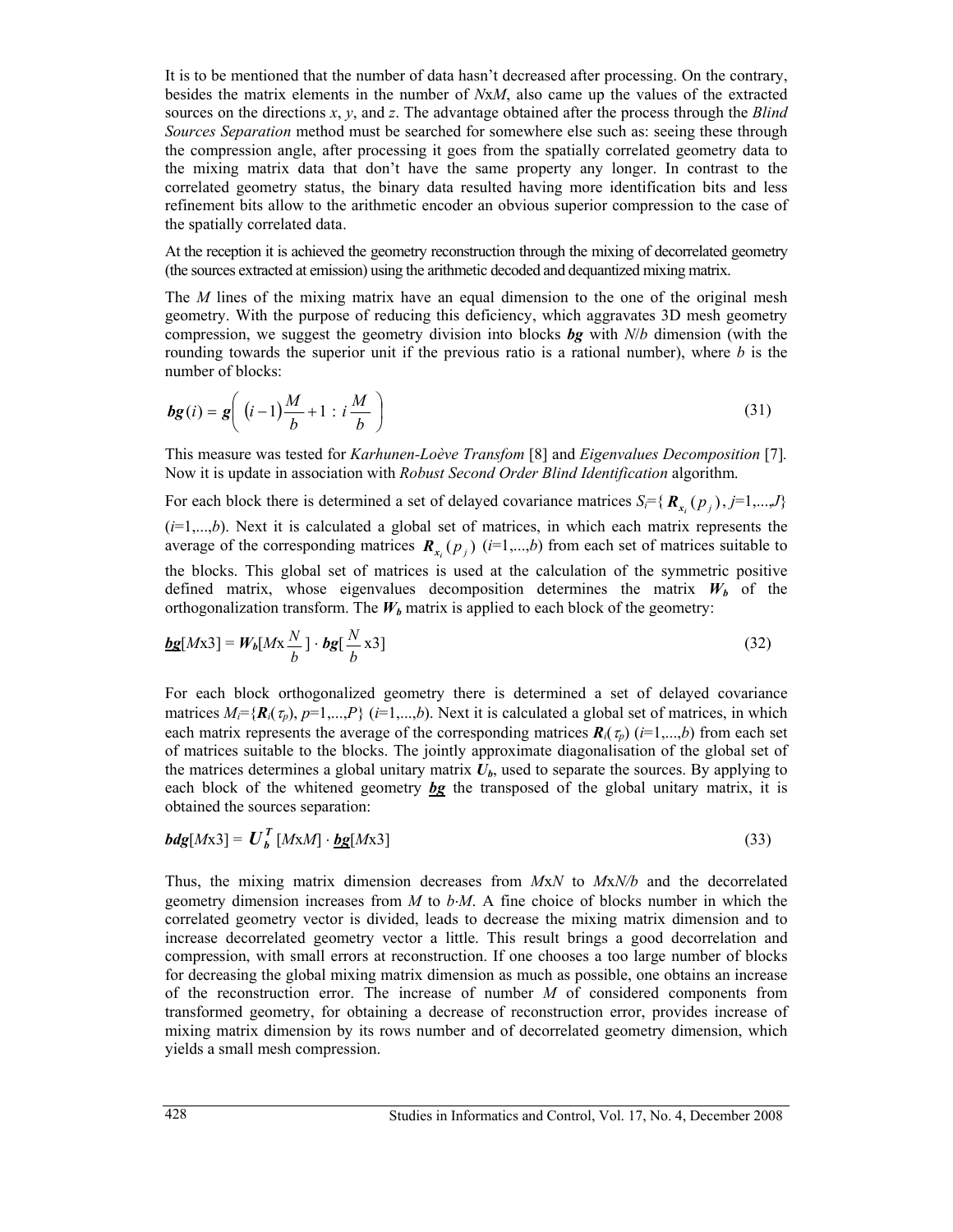It is to be mentioned that the number of data hasn't decreased after processing. On the contrary, besides the matrix elements in the number of $N$x$M$, also came up the values of the extracted sources on the directions $x$, $y$, and $z$. The advantage obtained after the process through the *Blind Sources Separation* method must be searched for somewhere else such as: seeing these through the compression angle, after processing it goes from the spatially correlated geometry data to the mixing matrix data that don't have the same property any longer. In contrast to the correlated geometry status, the binary data resulted having more identification bits and less refinement bits allow to the arithmetic encoder an obvious superior compression to the case of the spatially correlated data.

At the reception it is achieved the geometry reconstruction through the mixing of decorrelated geometry (the sources extracted at emission) using the arithmetic decoded and dequantized mixing matrix.

The $M$ lines of the mixing matrix have an equal dimension to the one of the original mesh geometry. With the purpose of reducing this deficiency, which aggravates 3D mesh geometry compression, we suggest the geometry division into blocks $\boldsymbol{bg}$ with $N/b$ dimension (with the rounding towards the superior unit if the previous ratio is a rational number), where $b$ is the number of blocks:

$$\boldsymbol{bg}(i) = \boldsymbol{g}\left( (i-1)\frac{M}{b} + 1 : i\,\frac{M}{b} \right) \tag{31}$$

This measure was tested for *Karhunen-Loève Transfom* [8] and *Eigenvalues Decomposition* [7]. Now it is update in association with *Robust Second Order Blind Identification* algorithm.

For each block there is determined a set of delayed covariance matrices $S_i$={ $\boldsymbol{R}_{x_i}(p_j)$, $j$=1,...,$J$} ($i$=1,...,$b$). Next it is calculated a global set of matrices, in which each matrix represents the average of the corresponding matrices $\boldsymbol{R}_{x_i}(p_j)$ ($i$=1,...,$b$) from each set of matrices suitable to the blocks. This global set of matrices is used at the calculation of the symmetric positive defined matrix, whose eigenvalues decomposition determines the matrix $\boldsymbol{W_b}$ of the orthogonalization transform. The $\boldsymbol{W_b}$ matrix is applied to each block of the geometry:

$$\underline{\boldsymbol{bg}}[M\text{x}3] = \boldsymbol{W_b}[M\text{x}\frac{N}{b}] \cdot \boldsymbol{bg}[\frac{N}{b}\text{x}3] \tag{32}$$

For each block orthogonalized geometry there is determined a set of delayed covariance matrices $M_i$={$\boldsymbol{R}_i(\tau_p)$, $p$=1,...,$P$} ($i$=1,...,$b$). Next it is calculated a global set of matrices, in which each matrix represents the average of the corresponding matrices $\boldsymbol{R}_i(\tau_p)$ ($i$=1,...,$b$) from each set of matrices suitable to the blocks. The jointly approximate diagonalisation of the global set of the matrices determines a global unitary matrix $\boldsymbol{U_b}$, used to separate the sources. By applying to each block of the whitened geometry $\underline{\boldsymbol{bg}}$ the transposed of the global unitary matrix, it is obtained the sources separation:

$$\boldsymbol{bdg}[M\text{x}3] = \boldsymbol{U_b^T}[M\text{x}M] \cdot \underline{\boldsymbol{bg}}[M\text{x}3] \tag{33}$$

Thus, the mixing matrix dimension decreases from $M$x$N$ to $M$x$N/b$ and the decorrelated geometry dimension increases from $M$ to $b\cdot M$. A fine choice of blocks number in which the correlated geometry vector is divided, leads to decrease the mixing matrix dimension and to increase decorrelated geometry vector a little. This result brings a good decorrelation and compression, with small errors at reconstruction. If one chooses a too large number of blocks for decreasing the global mixing matrix dimension as much as possible, one obtains an increase of the reconstruction error. The increase of number $M$ of considered components from transformed geometry, for obtaining a decrease of reconstruction error, provides increase of mixing matrix dimension by its rows number and of decorrelated geometry dimension, which yields a small mesh compression.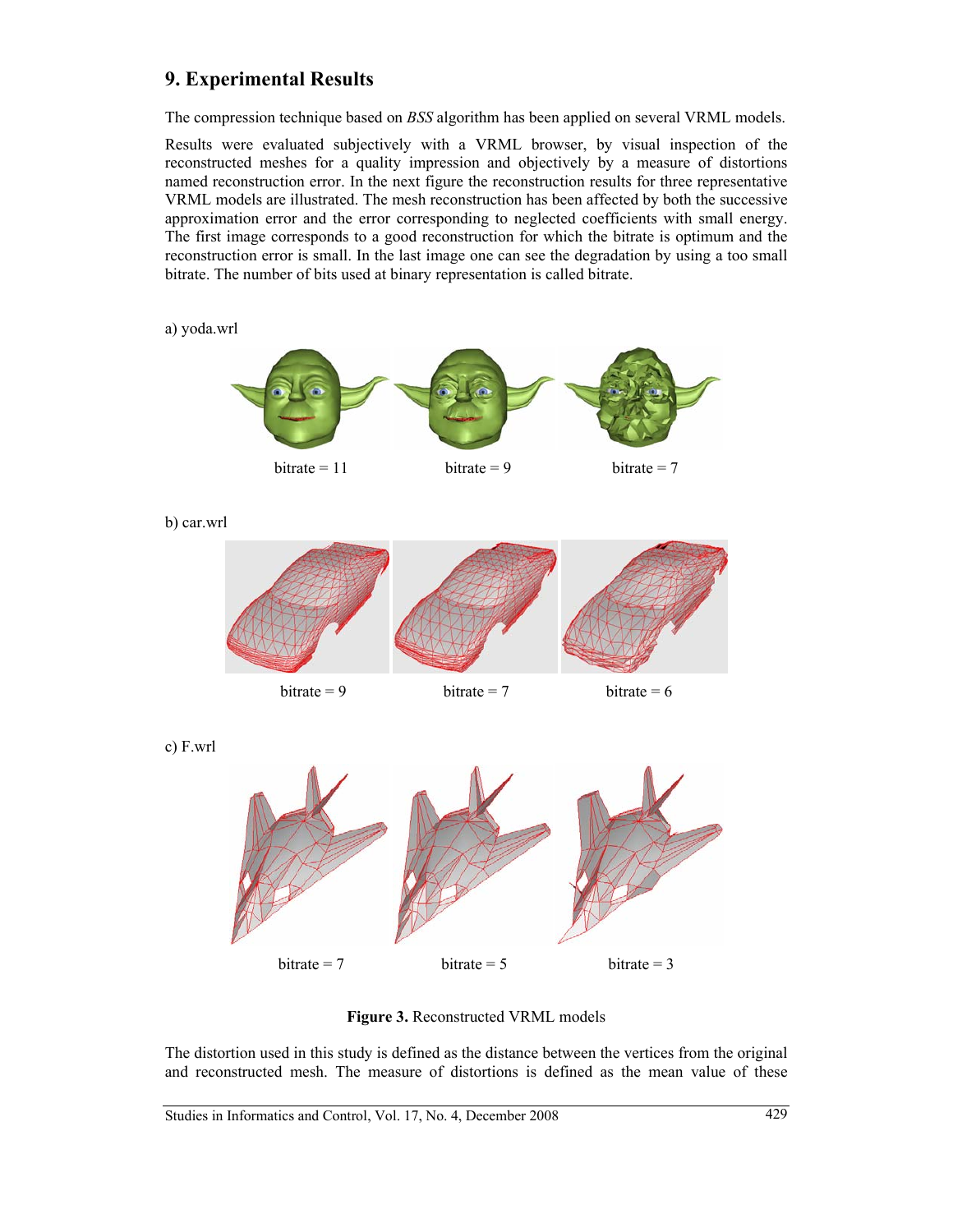## 9. Experimental Results

The compression technique based on *BSS* algorithm has been applied on several VRML models.

Results were evaluated subjectively with a VRML browser, by visual inspection of the reconstructed meshes for a quality impression and objectively by a measure of distortions named reconstruction error. In the next figure the reconstruction results for three representative VRML models are illustrated. The mesh reconstruction has been affected by both the successive approximation error and the error corresponding to neglected coefficients with small energy. The first image corresponds to a good reconstruction for which the bitrate is optimum and the reconstruction error is small. In the last image one can see the degradation by using a too small bitrate. The number of bits used at binary representation is called bitrate.

a) yoda.wrl

bitrate = 11 bitrate = 9 bitrate = 7

b) car.wrl

bitrate = 9 bitrate = 7 bitrate = 6

c) F.wrl

bitrate = 7 bitrate = 5 bitrate = 3

**Figure 3.** Reconstructed VRML models

The distortion used in this study is defined as the distance between the vertices from the original and reconstructed mesh. The measure of distortions is defined as the mean value of these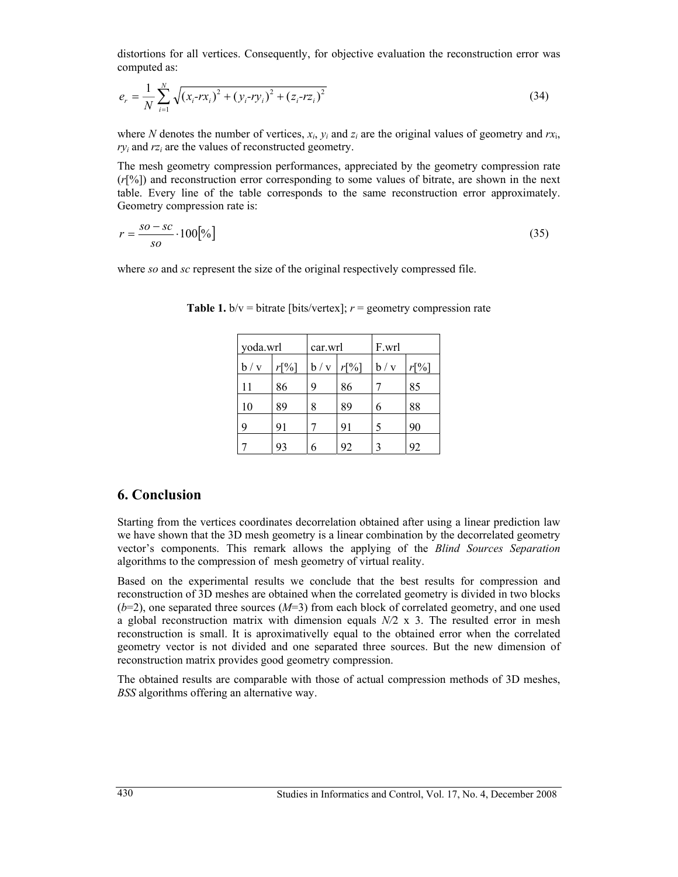distortions for all vertices. Consequently, for objective evaluation the reconstruction error was computed as:

$$e_r = \frac{1}{N}\sum_{i=1}^{N}\sqrt{(x_i\text{-}rx_i)^2 + (y_i\text{-}ry_i)^2 + (z_i\text{-}rz_i)^2} \tag{34}$$

where $N$ denotes the number of vertices, $x_i$, $y_i$ and $z_i$ are the original values of geometry and $rx_i$, $ry_i$ and $rz_i$ are the values of reconstructed geometry.

The mesh geometry compression performances, appreciated by the geometry compression rate ($r$[%]) and reconstruction error corresponding to some values of bitrate, are shown in the next table. Every line of the table corresponds to the same reconstruction error approximately. Geometry compression rate is:

$$r = \frac{so - sc}{so} \cdot 100[\%] \tag{35}$$

where $so$ and $sc$ represent the size of the original respectively compressed file.

**Table 1.** b/v = bitrate [bits/vertex]; $r$ = geometry compression rate

| yoda.wrl | | car.wrl | | F.wrl | |
|---|---|---|---|---|---|
| b / v | $r$[%] | b / v | $r$[%] | b / v | $r$[%] |
| 11 | 86 | 9 | 86 | 7 | 85 |
| 10 | 89 | 8 | 89 | 6 | 88 |
| 9 | 91 | 7 | 91 | 5 | 90 |
| 7 | 93 | 6 | 92 | 3 | 92 |

## 6. Conclusion

Starting from the vertices coordinates decorrelation obtained after using a linear prediction law we have shown that the 3D mesh geometry is a linear combination by the decorrelated geometry vector's components. This remark allows the applying of the *Blind Sources Separation* algorithms to the compression of mesh geometry of virtual reality.

Based on the experimental results we conclude that the best results for compression and reconstruction of 3D meshes are obtained when the correlated geometry is divided in two blocks ($b$=2), one separated three sources ($M$=3) from each block of correlated geometry, and one used a global reconstruction matrix with dimension equals $N/2$ x 3. The resulted error in mesh reconstruction is small. It is aproximativelly equal to the obtained error when the correlated geometry vector is not divided and one separated three sources. But the new dimension of reconstruction matrix provides good geometry compression.

The obtained results are comparable with those of actual compression methods of 3D meshes, *BSS* algorithms offering an alternative way.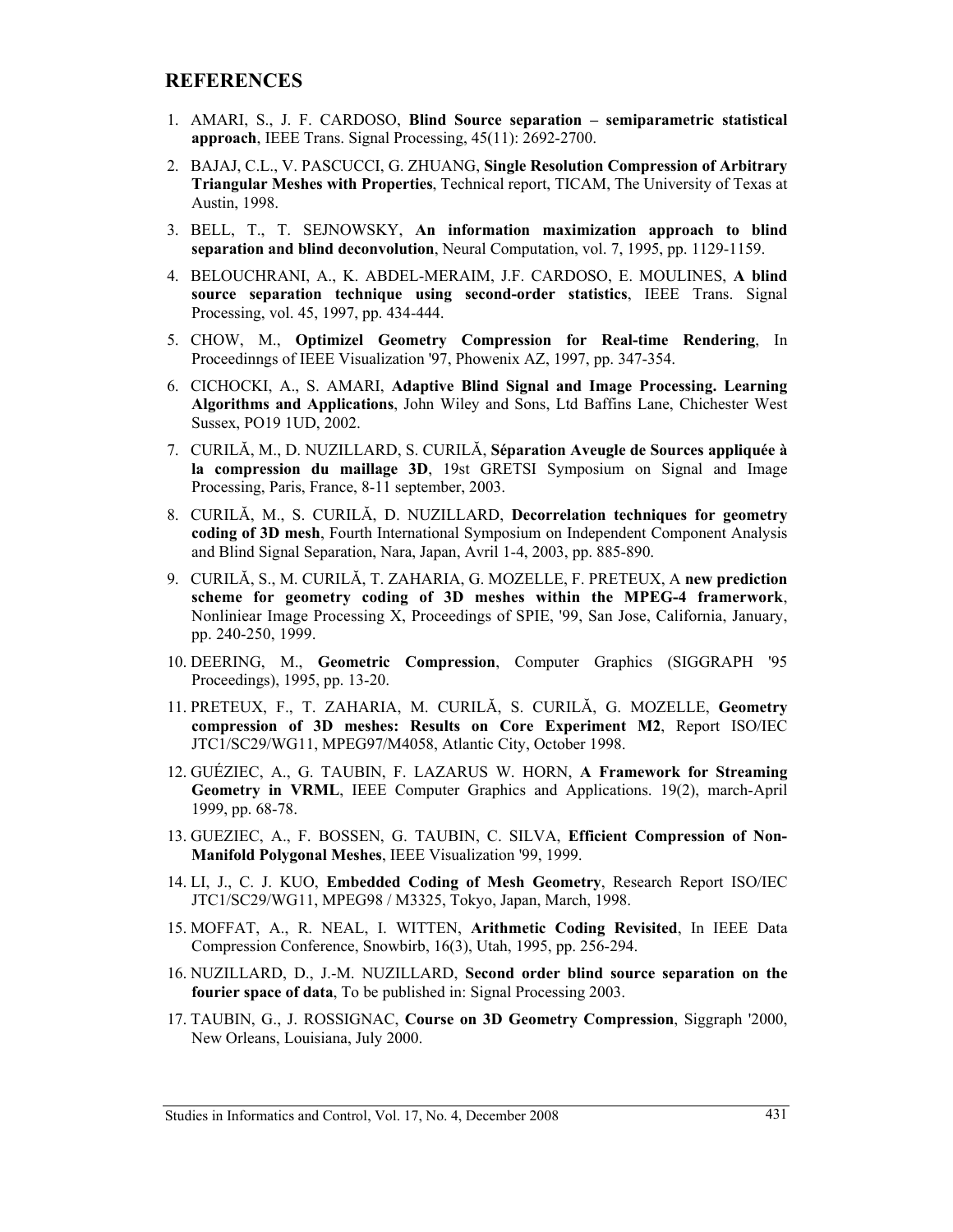## REFERENCES

1. AMARI, S., J. F. CARDOSO, **Blind Source separation – semiparametric statistical approach**, IEEE Trans. Signal Processing, 45(11): 2692-2700.
2. BAJAJ, C.L., V. PASCUCCI, G. ZHUANG, **Single Resolution Compression of Arbitrary Triangular Meshes with Properties**, Technical report, TICAM, The University of Texas at Austin, 1998.
3. BELL, T., T. SEJNOWSKY, **An information maximization approach to blind separation and blind deconvolution**, Neural Computation, vol. 7, 1995, pp. 1129-1159.
4. BELOUCHRANI, A., K. ABDEL-MERAIM, J.F. CARDOSO, E. MOULINES, **A blind source separation technique using second-order statistics**, IEEE Trans. Signal Processing, vol. 45, 1997, pp. 434-444.
5. CHOW, M., **Optimizel Geometry Compression for Real-time Rendering**, In Proceedinngs of IEEE Visualization '97, Phowenix AZ, 1997, pp. 347-354.
6. CICHOCKI, A., S. AMARI, **Adaptive Blind Signal and Image Processing. Learning Algorithms and Applications**, John Wiley and Sons, Ltd Baffins Lane, Chichester West Sussex, PO19 1UD, 2002.
7. CURILĂ, M., D. NUZILLARD, S. CURILĂ, **Séparation Aveugle de Sources appliquée à la compression du maillage 3D**, 19st GRETSI Symposium on Signal and Image Processing, Paris, France, 8-11 september, 2003.
8. CURILĂ, M., S. CURILĂ, D. NUZILLARD, **Decorrelation techniques for geometry coding of 3D mesh**, Fourth International Symposium on Independent Component Analysis and Blind Signal Separation, Nara, Japan, Avril 1-4, 2003, pp. 885-890.
9. CURILĂ, S., M. CURILĂ, T. ZAHARIA, G. MOZELLE, F. PRETEUX, A **new prediction scheme for geometry coding of 3D meshes within the MPEG-4 framerwork**, Nonliniear Image Processing X, Proceedings of SPIE, '99, San Jose, California, January, pp. 240-250, 1999.
10. DEERING, M., **Geometric Compression**, Computer Graphics (SIGGRAPH '95 Proceedings), 1995, pp. 13-20.
11. PRETEUX, F., T. ZAHARIA, M. CURILĂ, S. CURILĂ, G. MOZELLE, **Geometry compression of 3D meshes: Results on Core Experiment M2**, Report ISO/IEC JTC1/SC29/WG11, MPEG97/M4058, Atlantic City, October 1998.
12. GUÉZIEC, A., G. TAUBIN, F. LAZARUS W. HORN, **A Framework for Streaming Geometry in VRML**, IEEE Computer Graphics and Applications. 19(2), march-April 1999, pp. 68-78.
13. GUEZIEC, A., F. BOSSEN, G. TAUBIN, C. SILVA, **Efficient Compression of Non-Manifold Polygonal Meshes**, IEEE Visualization '99, 1999.
14. LI, J., C. J. KUO, **Embedded Coding of Mesh Geometry**, Research Report ISO/IEC JTC1/SC29/WG11, MPEG98 / M3325, Tokyo, Japan, March, 1998.
15. MOFFAT, A., R. NEAL, I. WITTEN, **Arithmetic Coding Revisited**, In IEEE Data Compression Conference, Snowbirb, 16(3), Utah, 1995, pp. 256-294.
16. NUZILLARD, D., J.-M. NUZILLARD, **Second order blind source separation on the fourier space of data**, To be published in: Signal Processing 2003.
17. TAUBIN, G., J. ROSSIGNAC, **Course on 3D Geometry Compression**, Siggraph '2000, New Orleans, Louisiana, July 2000.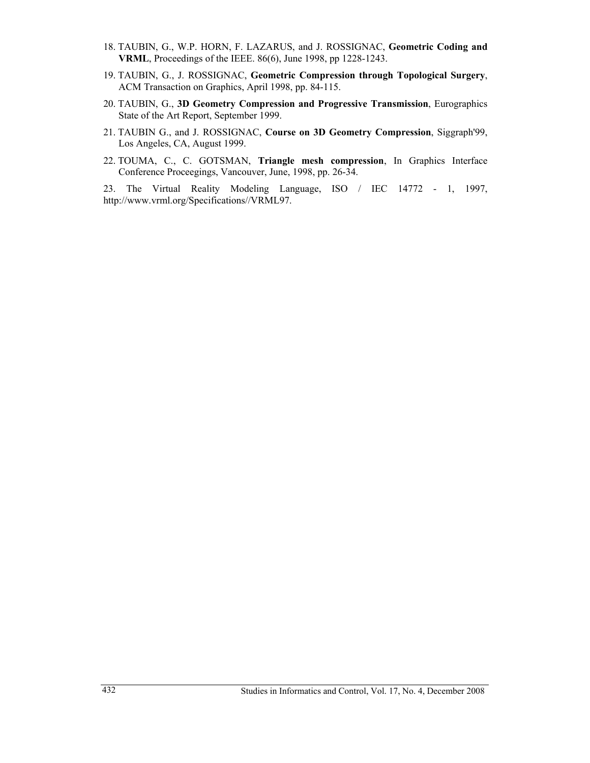18. TAUBIN, G., W.P. HORN, F. LAZARUS, and J. ROSSIGNAC, **Geometric Coding and VRML**, Proceedings of the IEEE. 86(6), June 1998, pp 1228-1243.
19. TAUBIN, G., J. ROSSIGNAC, **Geometric Compression through Topological Surgery**, ACM Transaction on Graphics, April 1998, pp. 84-115.
20. TAUBIN, G., **3D Geometry Compression and Progressive Transmission**, Eurographics State of the Art Report, September 1999.
21. TAUBIN G., and J. ROSSIGNAC, **Course on 3D Geometry Compression**, Siggraph'99, Los Angeles, CA, August 1999.
22. TOUMA, C., C. GOTSMAN, **Triangle mesh compression**, In Graphics Interface Conference Proceegings, Vancouver, June, 1998, pp. 26-34.

23. The Virtual Reality Modeling Language, ISO / IEC 14772 - 1, 1997, http://www.vrml.org/Specifications//VRML97.